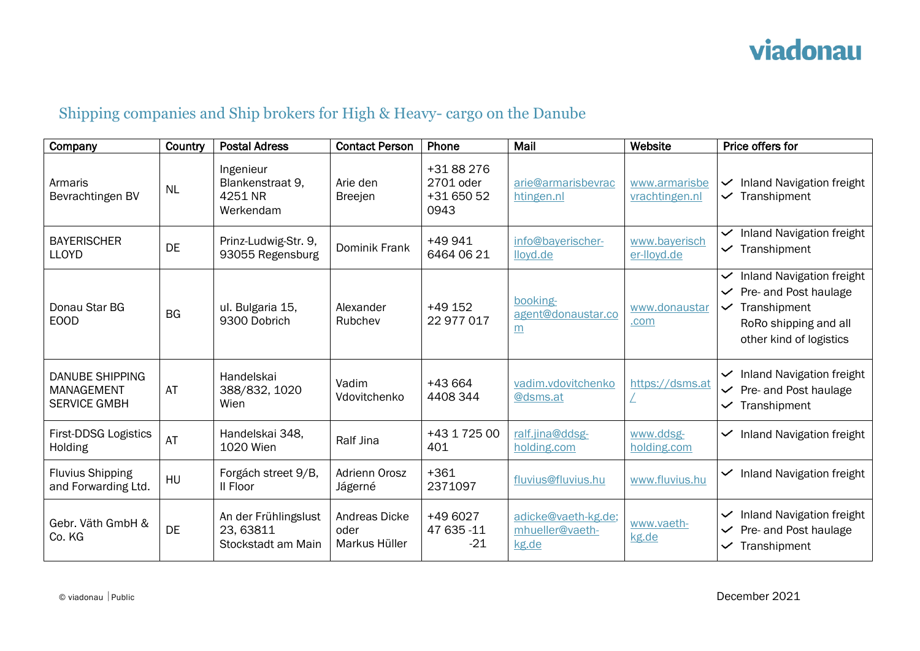viadonau

# Shipping companies and Ship brokers for High & Heavy- cargo on the Danube

| Company | Country | Postal Adress | Contact Person | Phone | Mail | Website | Price offers for |
|---|---|---|---|---|---|---|---|
| Armaris Bevrachtingen BV | NL | Ingenieur Blankenstraat 9, 4251 NR Werkendam | Arie den Breejen | +31 88 276 2701 oder +31 650 52 0943 | arie@armarisbevrachtingen.nl | www.armarisbevrachtingen.nl | ✓ Inland Navigation freight<br>✓ Transhipment |
| BAYERISCHER LLOYD | DE | Prinz-Ludwig-Str. 9, 93055 Regensburg | Dominik Frank | +49 941 6464 06 21 | info@bayerischer-lloyd.de | www.bayerischer-lloyd.de | ✓ Inland Navigation freight<br>✓ Transhipment |
| Donau Star BG EOOD | BG | ul. Bulgaria 15, 9300 Dobrich | Alexander Rubchev | +49 152 22 977 017 | booking-agent@donaustar.com | www.donaustar.com | ✓ Inland Navigation freight<br>✓ Pre- and Post haulage<br>✓ Transhipment<br>RoRo shipping and all other kind of logistics |
| DANUBE SHIPPING MANAGEMENT SERVICE GMBH | AT | Handelskai 388/832, 1020 Wien | Vadim Vdovitchenko | +43 664 4408 344 | vadim.vdovitchenko@dsms.at | https://dsms.at/ | ✓ Inland Navigation freight<br>✓ Pre- and Post haulage<br>✓ Transhipment |
| First-DDSG Logistics Holding | AT | Handelskai 348, 1020 Wien | Ralf Jina | +43 1 725 00 401 | ralf.jina@ddsg-holding.com | www.ddsg-holding.com | ✓ Inland Navigation freight |
| Fluvius Shipping and Forwarding Ltd. | HU | Forgách street 9/B, II Floor | Adrienn Orosz Jágerné | +361 2371097 | fluvius@fluvius.hu | www.fluvius.hu | ✓ Inland Navigation freight |
| Gebr. Väth GmbH & Co. KG | DE | An der Frühlingslust 23, 63811 Stockstadt am Main | Andreas Dicke oder Markus Hüller | +49 6027 47 635 -11 -21 | adicke@vaeth-kg.de; mhueller@vaeth-kg.de | www.vaeth-kg.de | ✓ Inland Navigation freight<br>✓ Pre- and Post haulage<br>✓ Transhipment |

© viadonau | Public

December 2021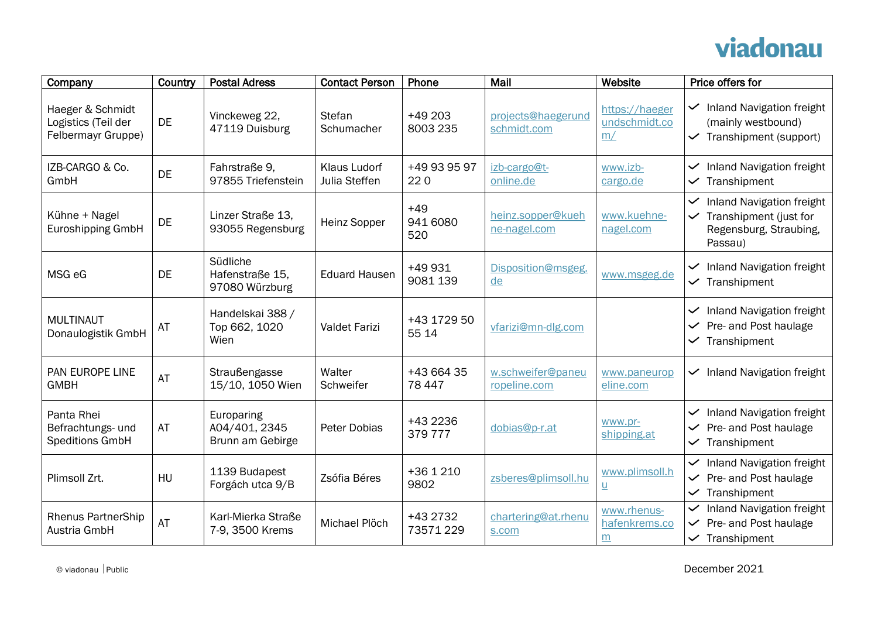| Company | Country | Postal Adress | Contact Person | Phone | Mail | Website | Price offers for |
|---|---|---|---|---|---|---|---|
| Haeger & Schmidt Logistics (Teil der Felbermayr Gruppe) | DE | Vinckeweg 22, 47119 Duisburg | Stefan Schumacher | +49 203 8003 235 | projects@haegerundschmidt.com | https://haegerundschmidt.com/ | ✓ Inland Navigation freight (mainly westbound)<br>✓ Transhipment (support) |
| IZB-CARGO & Co. GmbH | DE | Fahrstraße 9, 97855 Triefenstein | Klaus Ludorf<br>Julia Steffen | +49 93 95 97 22 0 | izb-cargo@t-online.de | www.izb-cargo.de | ✓ Inland Navigation freight<br>✓ Transhipment |
| Kühne + Nagel Euroshipping GmbH | DE | Linzer Straße 13, 93055 Regensburg | Heinz Sopper | +49 941 6080 520 | heinz.sopper@kuehne-nagel.com | www.kuehne-nagel.com | ✓ Inland Navigation freight<br>✓ Transhipment (just for Regensburg, Straubing, Passau) |
| MSG eG | DE | Südliche Hafenstraße 15, 97080 Würzburg | Eduard Hausen | +49 931 9081 139 | Disposition@msgeg.de | www.msgeg.de | ✓ Inland Navigation freight<br>✓ Transhipment |
| MULTINAUT Donaulogistik GmbH | AT | Handelskai 388 / Top 662, 1020 Wien | Valdet Farizi | +43 1729 50 55 14 | vfarizi@mn-dlg.com | | ✓ Inland Navigation freight<br>✓ Pre- and Post haulage<br>✓ Transhipment |
| PAN EUROPE LINE GMBH | AT | Straußengasse 15/10, 1050 Wien | Walter Schweifer | +43 664 35 78 447 | w.schweifer@paneuropeline.com | www.paneuropeline.com | ✓ Inland Navigation freight |
| Panta Rhei Befrachtungs- und Speditions GmbH | AT | Europaring A04/401, 2345 Brunn am Gebirge | Peter Dobias | +43 2236 379 777 | dobias@p-r.at | www.pr-shipping.at | ✓ Inland Navigation freight<br>✓ Pre- and Post haulage<br>✓ Transhipment |
| Plimsoll Zrt. | HU | 1139 Budapest Forgách utca 9/B | Zsófia Béres | +36 1 210 9802 | zsberes@plimsoll.hu | www.plimsoll.hu | ✓ Inland Navigation freight<br>✓ Pre- and Post haulage<br>✓ Transhipment |
| Rhenus PartnerShip Austria GmbH | AT | Karl-Mierka Straße 7-9, 3500 Krems | Michael Plöch | +43 2732 73571 229 | chartering@at.rhenus.com | www.rhenus-hafenkrems.com | ✓ Inland Navigation freight<br>✓ Pre- and Post haulage<br>✓ Transhipment |

© viadonau | Public

December 2021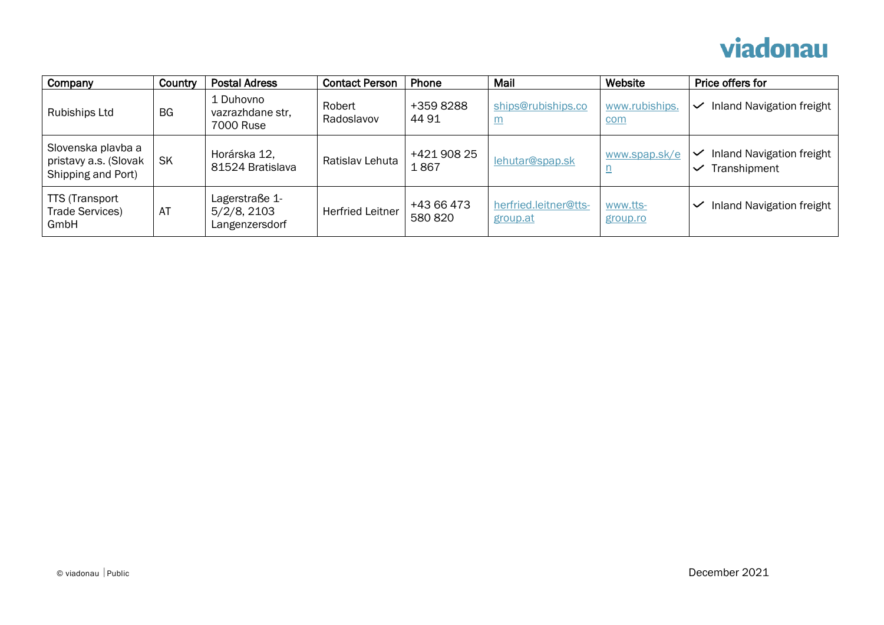| Company | Country | Postal Adress | Contact Person | Phone | Mail | Website | Price offers for |
|---|---|---|---|---|---|---|---|
| Rubiships Ltd | BG | 1 Duhovno vazrazhdane str, 7000 Ruse | Robert Radoslavov | +359 8288 44 91 | ships@rubiships.com | www.rubiships.com | ✓ Inland Navigation freight |
| Slovenska plavba a pristavy a.s. (Slovak Shipping and Port) | SK | Horárska 12, 81524 Bratislava | Ratislav Lehuta | +421 908 25 1 867 | lehutar@spap.sk | www.spap.sk/en | ✓ Inland Navigation freight<br>✓ Transhipment |
| TTS (Transport Trade Services) GmbH | AT | Lagerstraße 1-5/2/8, 2103 Langenzersdorf | Herfried Leitner | +43 66 473 580 820 | herfried.leitner@tts-group.at | www.tts-group.ro | ✓ Inland Navigation freight |

December 2021